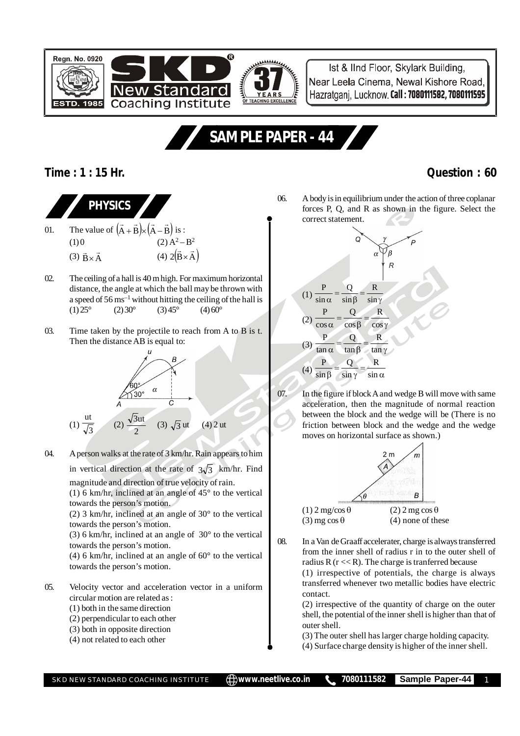Regn. No. 0920

ESTD. 1985

# SKD New Standard Coaching Institute

37 YEARS OF TEACHING EXCELLENCE

Ist & IInd Floor, Skylark Building, Near Leela Cinema, Newal Kishore Road, Hazratganj, Lucknow. **Call : 7080111582, 7080111595**

## SAMPLE PAPER - 44

**Time : 1 : 15 Hr.** **Question : 60**

## PHYSICS

01. The value of $(\vec{A}+\vec{B})\times(\vec{A}-\vec{B})$ is :
(1) 0 (2) $A^2 - B^2$
(3) $\vec{B}\times\vec{A}$ (4) $2(\vec{B}\times\vec{A})$

02. The ceiling of a hall is 40 m high. For maximum horizontal distance, the angle at which the ball may be thrown with a speed of 56 ms$^{-1}$ without hitting the ceiling of the hall is
(1) 25° (2) 30° (3) 45° (4) 60°

03. Time taken by the projectile to reach from A to B is t. Then the distance AB is equal to:

(1) $\frac{ut}{\sqrt{3}}$ (2) $\frac{\sqrt{3}ut}{2}$ (3) $\sqrt{3}$ ut (4) 2 ut

04. A person walks at the rate of 3 km/hr. Rain appears to him in vertical direction at the rate of $3\sqrt{3}$ km/hr. Find magnitude and direction of true velocity of rain.
(1) 6 km/hr, inclined at an angle of 45° to the vertical towards the person's motion.
(2) 3 km/hr, inclined at an angle of 30° to the vertical towards the person's motion.
(3) 6 km/hr, inclined at an angle of 30° to the vertical towards the person's motion.
(4) 6 km/hr, inclined at an angle of 60° to the vertical towards the person's motion.

05. Velocity vector and acceleration vector in a uniform circular motion are related as :
(1) both in the same direction
(2) perpendicular to each other
(3) both in opposite direction
(4) not related to each other

06. A body is in equilibrium under the action of three coplanar forces P, Q, and R as shown in the figure. Select the correct statement.

(1) $\frac{P}{\sin\alpha} = \frac{Q}{\sin\beta} = \frac{R}{\sin\gamma}$
(2) $\frac{P}{\cos\alpha} = \frac{Q}{\cos\beta} = \frac{R}{\cos\gamma}$
(3) $\frac{P}{\tan\alpha} = \frac{Q}{\tan\beta} = \frac{R}{\tan\gamma}$
(4) $\frac{P}{\sin\beta} = \frac{Q}{\sin\gamma} = \frac{R}{\sin\alpha}$

07. In the figure if block A and wedge B will move with same acceleration, then the magnitude of normal reaction between the block and the wedge will be (There is no friction between block and the wedge and the wedge moves on horizontal surface as shown.)

(1) 2 mg/cos θ (2) 2 mg cos θ
(3) mg cos θ (4) none of these

08. In a Van de Graaff accelerater, charge is always transferred from the inner shell of radius r in to the outer shell of radius R (r << R). The charge is tranferred because
(1) irrespective of potentials, the charge is always transferred whenever two metallic bodies have electric contact.
(2) irrespective of the quantity of charge on the outer shell, the potential of the inner shell is higher than that of outer shell.
(3) The outer shell has larger charge holding capacity.
(4) Surface charge density is higher of the inner shell.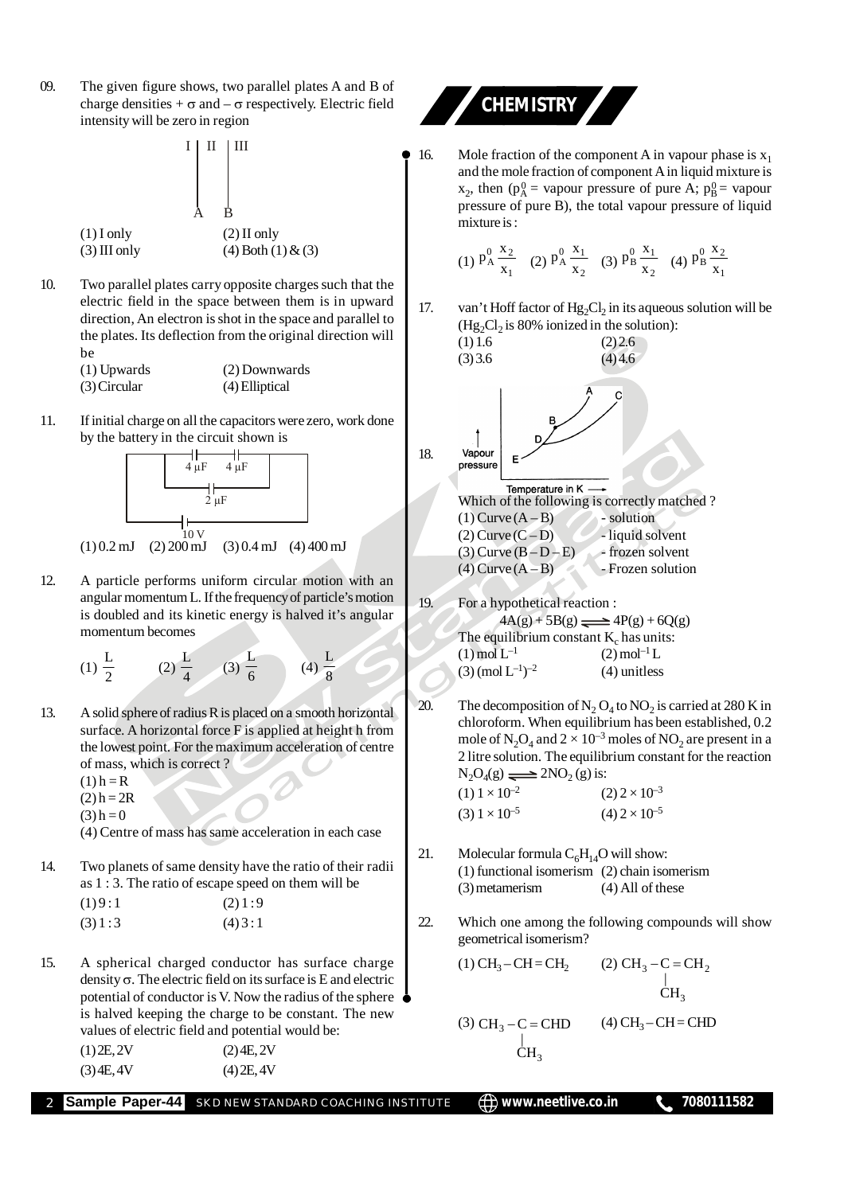09. The given figure shows, two parallel plates A and B of charge densities $+\sigma$ and $-\sigma$ respectively. Electric field intensity will be zero in region

I | II | III

A B

(1) I only (2) II only
(3) III only (4) Both (1) & (3)

10. Two parallel plates carry opposite charges such that the electric field in the space between them is in upward direction, An electron is shot in the space and parallel to the plates. Its deflection from the original direction will be
(1) Upwards (2) Downwards
(3) Circular (4) Elliptical

11. If initial charge on all the capacitors were zero, work done by the battery in the circuit shown is

4 μF 4 μF
2 μF
10 V

(1) 0.2 mJ (2) 200 mJ (3) 0.4 mJ (4) 400 mJ

12. A particle performs uniform circular motion with an angular momentum L. If the frequency of particle's motion is doubled and its kinetic energy is halved it's angular momentum becomes

(1) $\frac{L}{2}$ (2) $\frac{L}{4}$ (3) $\frac{L}{6}$ (4) $\frac{L}{8}$

13. A solid sphere of radius R is placed on a smooth horizontal surface. A horizontal force F is applied at height h from the lowest point. For the maximum acceleration of centre of mass, which is correct ?
(1) h = R
(2) h = 2R
(3) h = 0
(4) Centre of mass has same acceleration in each case

14. Two planets of same density have the ratio of their radii as 1 : 3. The ratio of escape speed on them will be
(1) 9 : 1 (2) 1 : 9
(3) 1 : 3 (4) 3 : 1

15. A spherical charged conductor has surface charge density $\sigma$. The electric field on its surface is E and electric potential of conductor is V. Now the radius of the sphere is halved keeping the charge to be constant. The new values of electric field and potential would be:
(1) 2E, 2V (2) 4E, 2V
(3) 4E, 4V (4) 2E, 4V

## CHEMISTRY

16. Mole fraction of the component A in vapour phase is $x_1$ and the mole fraction of component A in liquid mixture is $x_2$, then ($p_A^0$ = vapour pressure of pure A; $p_B^0$ = vapour pressure of pure B), the total vapour pressure of liquid mixture is :

(1) $p_A^0 \frac{x_2}{x_1}$ (2) $p_A^0 \frac{x_1}{x_2}$ (3) $p_B^0 \frac{x_1}{x_2}$ (4) $p_B^0 \frac{x_2}{x_1}$

17. van't Hoff factor of $Hg_2Cl_2$ in its aqueous solution will be ($Hg_2Cl_2$ is 80% ionized in the solution):
(1) 1.6 (2) 2.6
(3) 3.6 (4) 4.6

18. Vapour pressure vs Temperature in K (curves A, B, C, D, E)

Which of the following is correctly matched ?
(1) Curve (A – B) - solution
(2) Curve (C – D) - liquid solvent
(3) Curve (B – D – E) - frozen solvent
(4) Curve (A – B) - Frozen solution

19. For a hypothetical reaction :

$$4A(g) + 5B(g) \rightleftharpoons 4P(g) + 6Q(g)$$

The equilibrium constant $K_c$ has units:
(1) mol $L^{-1}$ (2) $mol^{-1}$ L
(3) $(mol\ L^{-1})^{-2}$ (4) unitless

20. The decomposition of $N_2O_4$ to $NO_2$ is carried at 280 K in chloroform. When equilibrium has been established, 0.2 mole of $N_2O_4$ and $2 \times 10^{-3}$ moles of $NO_2$ are present in a 2 litre solution. The equilibrium constant for the reaction $N_2O_4(g) \rightleftharpoons 2NO_2(g)$ is:
(1) $1 \times 10^{-2}$ (2) $2 \times 10^{-3}$
(3) $1 \times 10^{-5}$ (4) $2 \times 10^{-5}$

21. Molecular formula $C_6H_{14}O$ will show:
(1) functional isomerism (2) chain isomerism
(3) metamerism (4) All of these

22. Which one among the following compounds will show geometrical isomerism?
(1) $CH_3-CH=CH_2$ (2) $CH_3-C(CH_3)=CH_2$
(3) $CH_3-C(CH_3)=CHD$ (4) $CH_3-CH=CHD$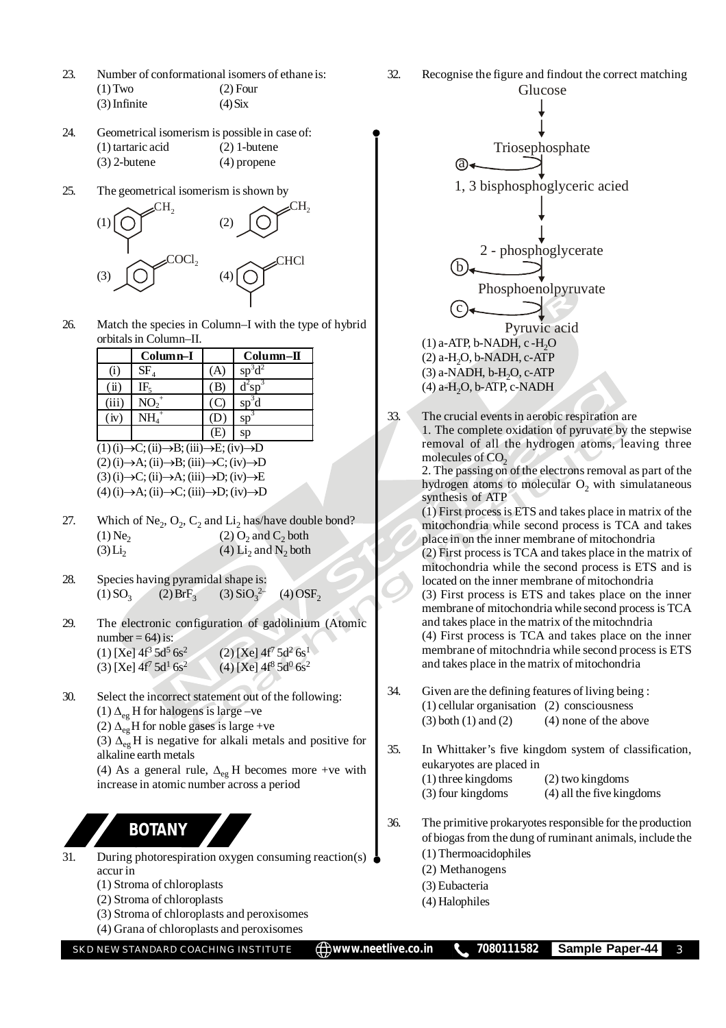23. Number of conformational isomers of ethane is:
(1) Two (2) Four
(3) Infinite (4) Six

24. Geometrical isomerism is possible in case of:
(1) tartaric acid (2) 1-butene
(3) 2-butene (4) propene

25. The geometrical isomerism is shown by
(1) $CH_2$ (2) $CH_2$
(3) $COCl_2$ (4) $CHCl$

26. Match the species in Column–I with the type of hybrid orbitals in Column–II.

| | Column–I | | Column–II |
|---|---|---|---|
| (i) | $SF_4$ | (A) | $sp^3d^2$ |
| (ii) | $IF_5$ | (B) | $d^2sp^3$ |
| (iii) | $NO_2^+$ | (C) | $sp^3d$ |
| (iv) | $NH_4^+$ | (D) | $sp^3$ |
| | | (E) | sp |

(1) (i)→C; (ii)→B; (iii)→E; (iv)→D
(2) (i)→A; (ii)→B; (iii)→C; (iv)→D
(3) (i)→C; (ii)→A; (iii)→D; (iv)→E
(4) (i)→A; (ii)→C; (iii)→D; (iv)→D

27. Which of $Ne_2$, $O_2$, $C_2$ and $Li_2$ has/have double bond?
(1) $Ne_2$ (2) $O_2$ and $C_2$ both
(3) $Li_2$ (4) $Li_2$ and $N_2$ both

28. Species having pyramidal shape is:
(1) $SO_3$ (2) $BrF_3$ (3) $SiO_3^{2-}$ (4) $OSF_2$

29. The electronic configuration of gadolinium (Atomic number = 64) is:
(1) [Xe] $4f^3 5d^5 6s^2$ (2) [Xe] $4f^7 5d^2 6s^1$
(3) [Xe] $4f^7 5d^1 6s^2$ (4) [Xe] $4f^8 5d^0 6s^2$

30. Select the incorrect statement out of the following:
(1) $\Delta_{eg}H$ for halogens is large –ve
(2) $\Delta_{eg}H$ for noble gases is large +ve
(3) $\Delta_{eg}H$ is negative for alkali metals and positive for alkaline earth metals
(4) As a general rule, $\Delta_{eg}H$ becomes more +ve with increase in atomic number across a period

## BOTANY

31. During photorespiration oxygen consuming reaction(s) accur in
(1) Stroma of chloroplasts
(2) Stroma of chloroplasts
(3) Stroma of chloroplasts and peroxisomes
(4) Grana of chloroplasts and peroxisomes

32. Recognise the figure and findout the correct matching

Glucose → Triosephosphate → (a) → 1, 3 bisphosphoglyceric acied → 2 - phosphoglycerate → (b) → Phosphoenolpyruvate → (c) → Pyruvic acid

(1) a-ATP, b-NADH, c -$H_2O$
(2) a-$H_2O$, b-NADH, c-ATP
(3) a-NADH, b-$H_2O$, c-ATP
(4) a-$H_2O$, b-ATP, c-NADH

33. The crucial events in aerobic respiration are
1. The complete oxidation of pyruvate by the stepwise removal of all the hydrogen atoms, leaving three molecules of $CO_2$
2. The passing on of the electrons removal as part of the hydrogen atoms to molecular $O_2$ with simulataneous synthesis of ATP
(1) First process is ETS and takes place in matrix of the mitochondria while second process is TCA and takes place in on the inner membrane of mitochondria
(2) First process is TCA and takes place in the matrix of mitochondria while the second process is ETS and is located on the inner membrane of mitochondria
(3) First process is ETS and takes place on the inner membrane of mitochondria while second process is TCA and takes place in the matrix of the mitochndria
(4) First process is TCA and takes place on the inner membrane of mitochndria while second process is ETS and takes place in the matrix of mitochondria

34. Given are the defining features of living being :
(1) cellular organisation (2) consciousness
(3) both (1) and (2) (4) none of the above

35. In Whittaker's five kingdom system of classification, eukaryotes are placed in
(1) three kingdoms (2) two kingdoms
(3) four kingdoms (4) all the five kingdoms

36. The primitive prokaryotes responsible for the production of biogas from the dung of ruminant animals, include the
(1) Thermoacidophiles
(2) Methanogens
(3) Eubacteria
(4) Halophiles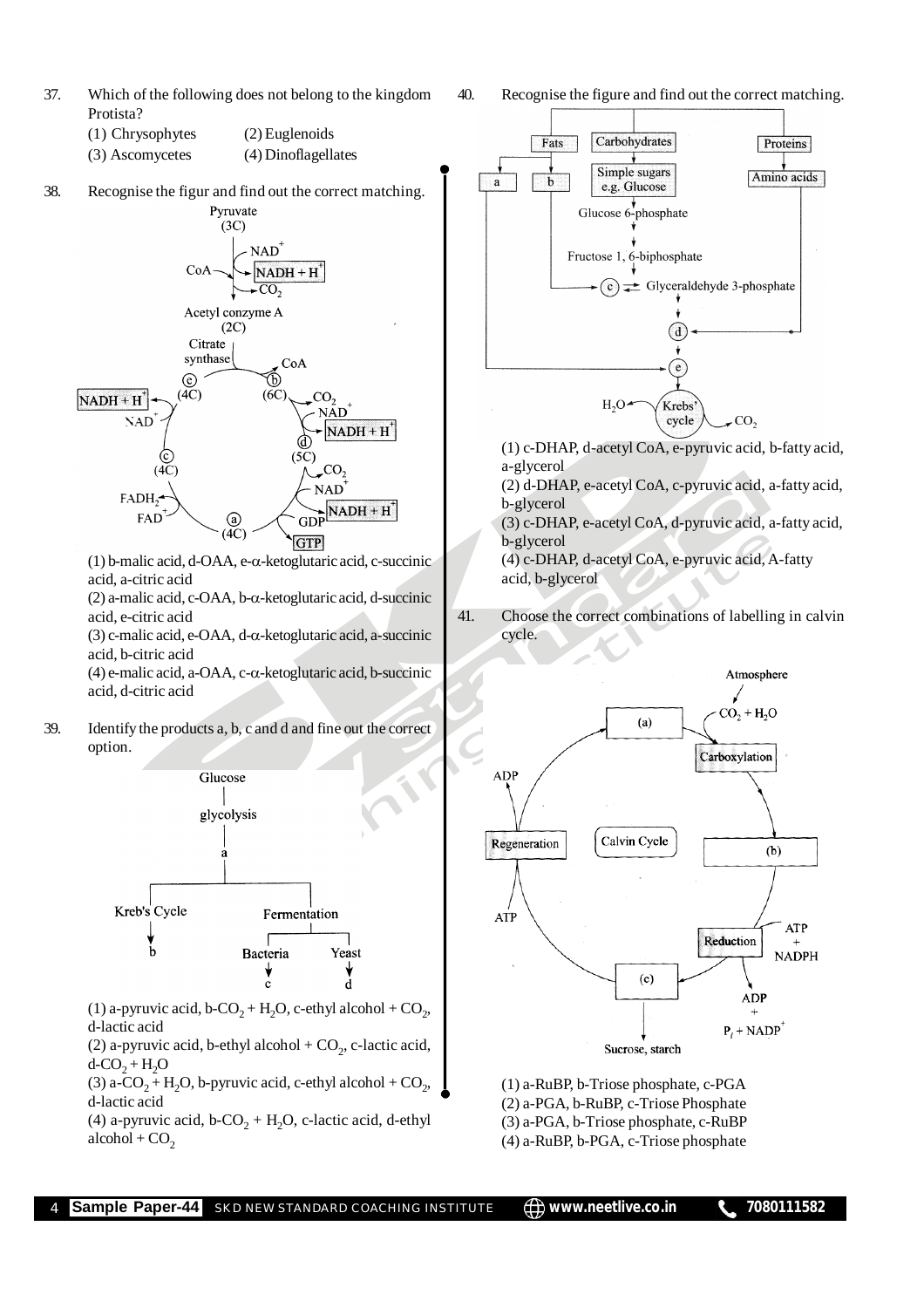37. Which of the following does not belong to the kingdom Protista?

(1) Chrysophytes (2) Euglenoids
(3) Ascomycetes (4) Dinoflagellates

38. Recognise the figur and find out the correct matching.

(1) b-malic acid, d-OAA, e-α-ketoglutaric acid, c-succinic acid, a-citric acid
(2) a-malic acid, c-OAA, b-α-ketoglutaric acid, d-succinic acid, e-citric acid
(3) c-malic acid, e-OAA, d-α-ketoglutaric acid, a-succinic acid, b-citric acid
(4) e-malic acid, a-OAA, c-α-ketoglutaric acid, b-succinic acid, d-citric acid

39. Identify the products a, b, c and d and fine out the correct option.

(1) a-pyruvic acid, b-$CO_2 + H_2O$, c-ethyl alcohol + $CO_2$, d-lactic acid
(2) a-pyruvic acid, b-ethyl alcohol + $CO_2$, c-lactic acid, d-$CO_2 + H_2O$
(3) a-$CO_2 + H_2O$, b-pyruvic acid, c-ethyl alcohol + $CO_2$, d-lactic acid
(4) a-pyruvic acid, b-$CO_2 + H_2O$, c-lactic acid, d-ethyl alcohol + $CO_2$

40. Recognise the figure and find out the correct matching.

(1) c-DHAP, d-acetyl CoA, e-pyruvic acid, b-fatty acid, a-glycerol
(2) d-DHAP, e-acetyl CoA, c-pyruvic acid, a-fatty acid, b-glycerol
(3) c-DHAP, e-acetyl CoA, d-pyruvic acid, a-fatty acid, b-glycerol
(4) c-DHAP, d-acetyl CoA, e-pyruvic acid, A-fatty acid, b-glycerol

41. Choose the correct combinations of labelling in calvin cycle.

(1) a-RuBP, b-Triose phosphate, c-PGA
(2) a-PGA, b-RuBP, c-Triose Phosphate
(3) a-PGA, b-Triose phosphate, c-RuBP
(4) a-RuBP, b-PGA, c-Triose phosphate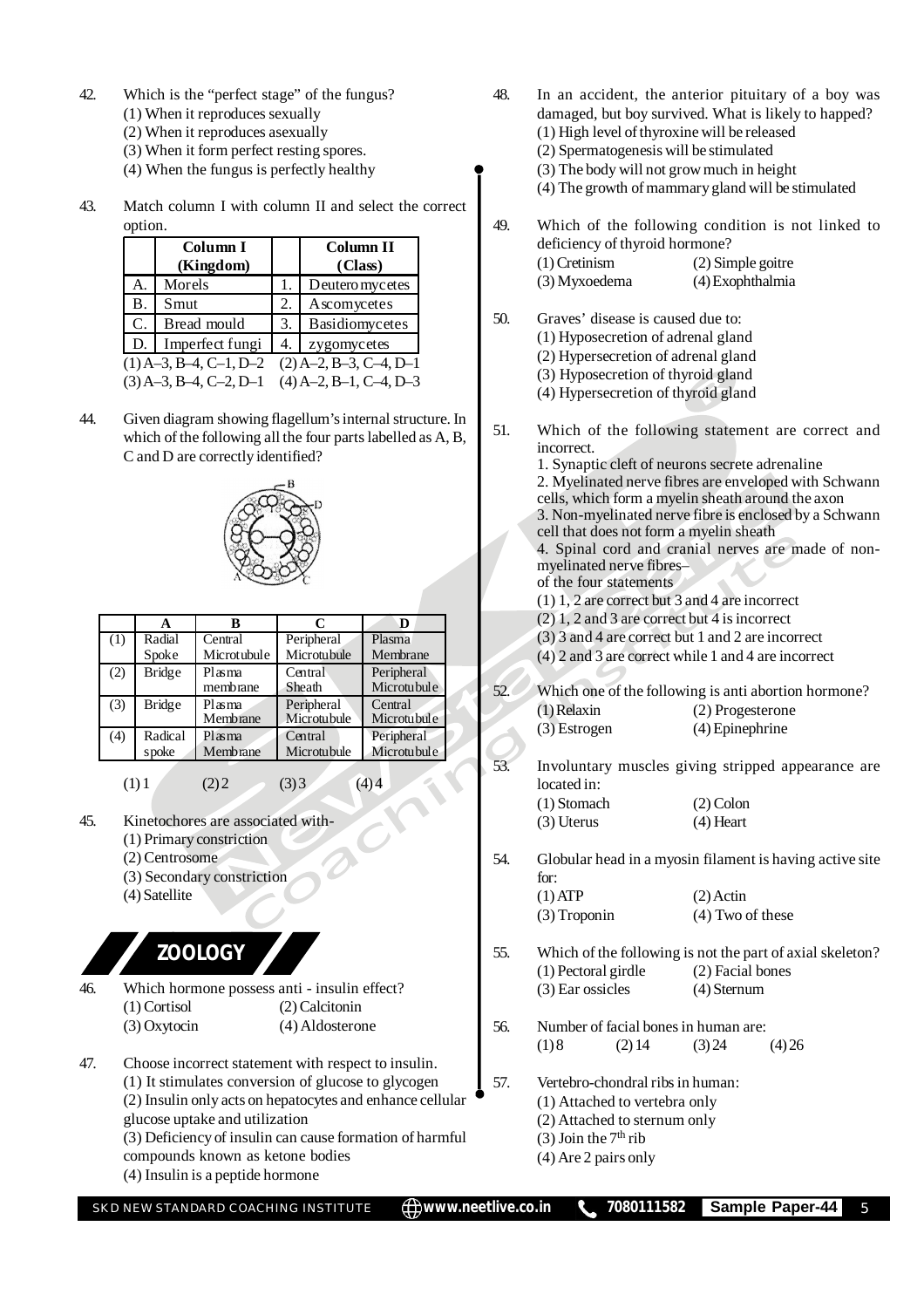42. Which is the "perfect stage" of the fungus?
(1) When it reproduces sexually
(2) When it reproduces asexually
(3) When it form perfect resting spores.
(4) When the fungus is perfectly healthy

43. Match column I with column II and select the correct option.

| | Column I (Kingdom) | | Column II (Class) |
|---|---|---|---|
| A. | Morels | 1. | Deuteromycetes |
| B. | Smut | 2. | Ascomycetes |
| C. | Bread mould | 3. | Basidiomycetes |
| D. | Imperfect fungi | 4. | zygomycetes |

(1) A–3, B–4, C–1, D–2 (2) A–2, B–3, C–4, D–1
(3) A–3, B–4, C–2, D–1 (4) A–2, B–1, C–4, D–3

44. Given diagram showing flagellum's internal structure. In which of the following all the four parts labelled as A, B, C and D are correctly identified?

| | A | B | C | D |
|---|---|---|---|---|
| (1) | Radial Spoke | Central Microtubule | Peripheral Microtubule | Plasma Membrane |
| (2) | Bridge | Plasma membrane | Central Sheath | Peripheral Microtubule |
| (3) | Bridge | Plasma Membrane | Peripheral Microtubule | Central Microtubule |
| (4) | Radical spoke | Plasma Membrane | Central Microtubule | Peripheral Microtubule |

(1) 1 (2) 2 (3) 3 (4) 4

45. Kinetochores are associated with-
(1) Primary constriction
(2) Centrosome
(3) Secondary constriction
(4) Satellite

## ZOOLOGY

46. Which hormone possess anti - insulin effect?
(1) Cortisol (2) Calcitonin
(3) Oxytocin (4) Aldosterone

47. Choose incorrect statement with respect to insulin.
(1) It stimulates conversion of glucose to glycogen
(2) Insulin only acts on hepatocytes and enhance cellular glucose uptake and utilization
(3) Deficiency of insulin can cause formation of harmful compounds known as ketone bodies
(4) Insulin is a peptide hormone

48. In an accident, the anterior pituitary of a boy was damaged, but boy survived. What is likely to happed?
(1) High level of thyroxine will be released
(2) Spermatogenesis will be stimulated
(3) The body will not grow much in height
(4) The growth of mammary gland will be stimulated

49. Which of the following condition is not linked to deficiency of thyroid hormone?
(1) Cretinism (2) Simple goitre
(3) Myxoedema (4) Exophthalmia

50. Graves' disease is caused due to:
(1) Hyposecretion of adrenal gland
(2) Hypersecretion of adrenal gland
(3) Hyposecretion of thyroid gland
(4) Hypersecretion of thyroid gland

51. Which of the following statement are correct and incorrect.
1. Synaptic cleft of neurons secrete adrenaline
2. Myelinated nerve fibres are enveloped with Schwann cells, which form a myelin sheath around the axon
3. Non-myelinated nerve fibre is enclosed by a Schwann cell that does not form a myelin sheath
4. Spinal cord and cranial nerves are made of non-myelinated nerve fibres–
of the four statements
(1) 1, 2 are correct but 3 and 4 are incorrect
(2) 1, 2 and 3 are correct but 4 is incorrect
(3) 3 and 4 are correct but 1 and 2 are incorrect
(4) 2 and 3 are correct while 1 and 4 are incorrect

52. Which one of the following is anti abortion hormone?
(1) Relaxin (2) Progesterone
(3) Estrogen (4) Epinephrine

53. Involuntary muscles giving stripped appearance are located in:
(1) Stomach (2) Colon
(3) Uterus (4) Heart

54. Globular head in a myosin filament is having active site for:
(1) ATP (2) Actin
(3) Troponin (4) Two of these

55. Which of the following is not the part of axial skeleton?
(1) Pectoral girdle (2) Facial bones
(3) Ear ossicles (4) Sternum

56. Number of facial bones in human are:
(1) 8 (2) 14 (3) 24 (4) 26

57. Vertebro-chondral ribs in human:
(1) Attached to vertebra only
(2) Attached to sternum only
(3) Join the 7th rib
(4) Are 2 pairs only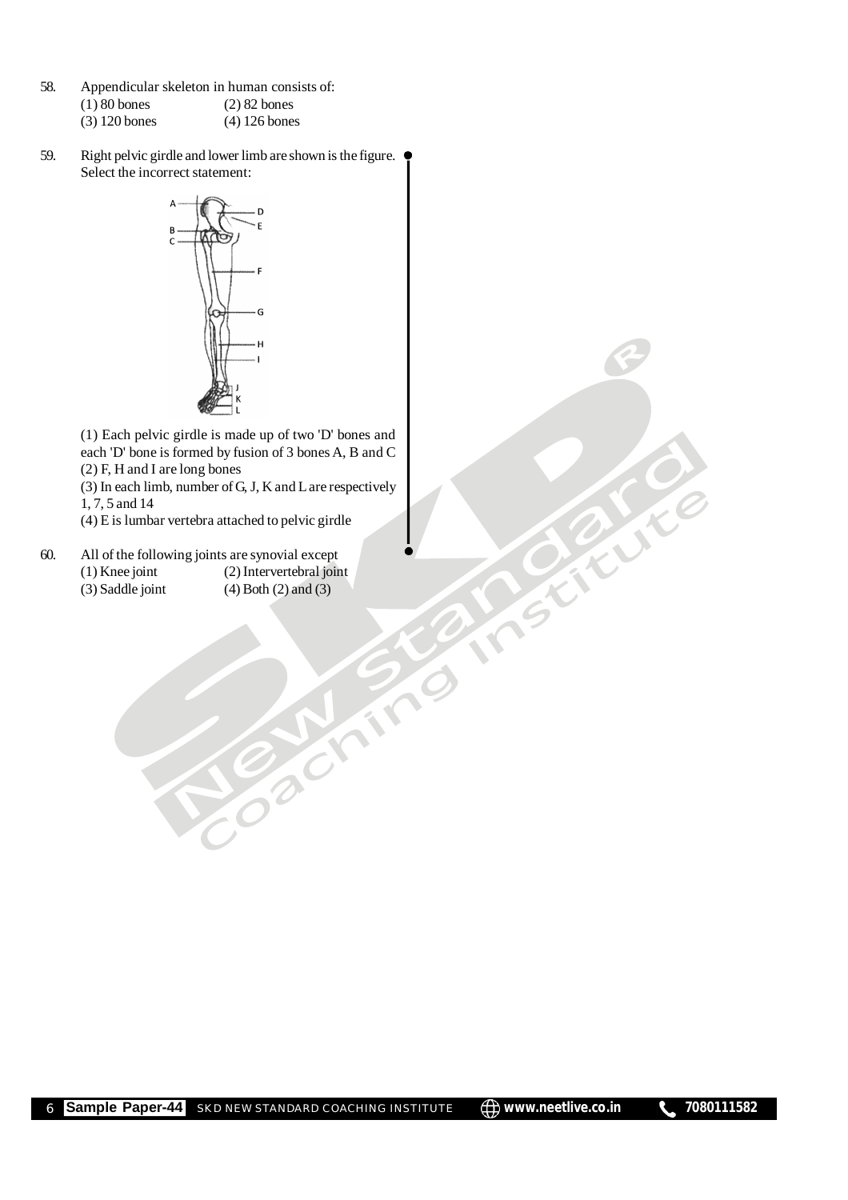58. Appendicular skeleton in human consists of:
(1) 80 bones (2) 82 bones
(3) 120 bones (4) 126 bones

59. Right pelvic girdle and lower limb are shown is the figure. Select the incorrect statement:

A
B
C
D
E
F
G
H
I
J
K
L

(1) Each pelvic girdle is made up of two 'D' bones and each 'D' bone is formed by fusion of 3 bones A, B and C
(2) F, H and I are long bones
(3) In each limb, number of G, J, K and L are respectively 1, 7, 5 and 14
(4) E is lumbar vertebra attached to pelvic girdle

60. All of the following joints are synovial except
(1) Knee joint (2) Intervertebral joint
(3) Saddle joint (4) Both (2) and (3)